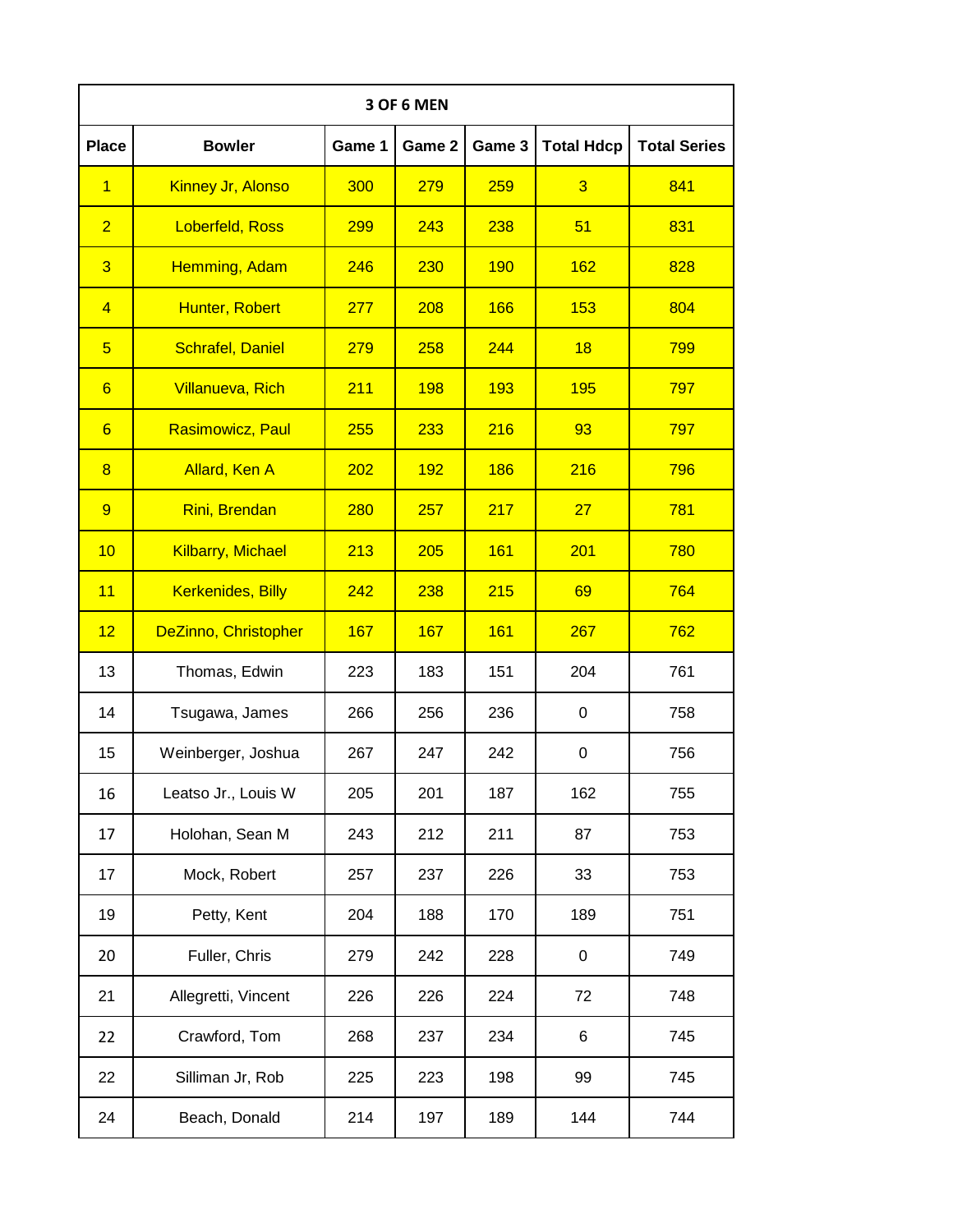| 3 OF 6 MEN | | | | | | |
|---|---|---|---|---|---|---|
| Place | Bowler | Game 1 | Game 2 | Game 3 | Total Hdcp | Total Series |
| 1 | Kinney Jr, Alonso | 300 | 279 | 259 | 3 | 841 |
| 2 | Loberfeld, Ross | 299 | 243 | 238 | 51 | 831 |
| 3 | Hemming, Adam | 246 | 230 | 190 | 162 | 828 |
| 4 | Hunter, Robert | 277 | 208 | 166 | 153 | 804 |
| 5 | Schrafel, Daniel | 279 | 258 | 244 | 18 | 799 |
| 6 | Villanueva, Rich | 211 | 198 | 193 | 195 | 797 |
| 6 | Rasimowicz, Paul | 255 | 233 | 216 | 93 | 797 |
| 8 | Allard, Ken A | 202 | 192 | 186 | 216 | 796 |
| 9 | Rini, Brendan | 280 | 257 | 217 | 27 | 781 |
| 10 | Kilbarry, Michael | 213 | 205 | 161 | 201 | 780 |
| 11 | Kerkenides, Billy | 242 | 238 | 215 | 69 | 764 |
| 12 | DeZinno, Christopher | 167 | 167 | 161 | 267 | 762 |
| 13 | Thomas, Edwin | 223 | 183 | 151 | 204 | 761 |
| 14 | Tsugawa, James | 266 | 256 | 236 | 0 | 758 |
| 15 | Weinberger, Joshua | 267 | 247 | 242 | 0 | 756 |
| 16 | Leatso Jr., Louis W | 205 | 201 | 187 | 162 | 755 |
| 17 | Holohan, Sean M | 243 | 212 | 211 | 87 | 753 |
| 17 | Mock, Robert | 257 | 237 | 226 | 33 | 753 |
| 19 | Petty, Kent | 204 | 188 | 170 | 189 | 751 |
| 20 | Fuller, Chris | 279 | 242 | 228 | 0 | 749 |
| 21 | Allegretti, Vincent | 226 | 226 | 224 | 72 | 748 |
| 22 | Crawford, Tom | 268 | 237 | 234 | 6 | 745 |
| 22 | Silliman Jr, Rob | 225 | 223 | 198 | 99 | 745 |
| 24 | Beach, Donald | 214 | 197 | 189 | 144 | 744 |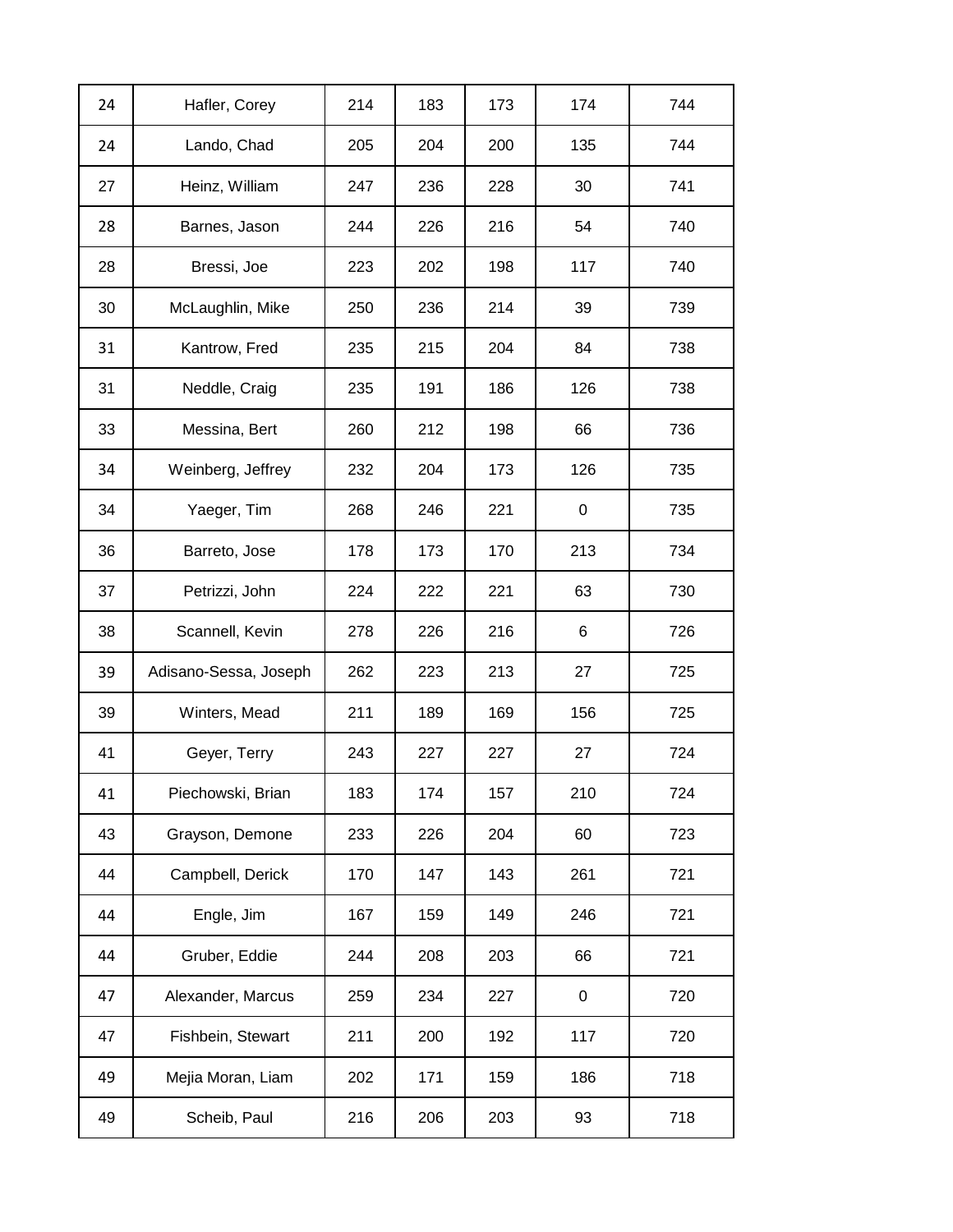| | | | | | | |
|---|---|---|---|---|---|---|
| 24 | Hafler, Corey | 214 | 183 | 173 | 174 | 744 |
| 24 | Lando, Chad | 205 | 204 | 200 | 135 | 744 |
| 27 | Heinz, William | 247 | 236 | 228 | 30 | 741 |
| 28 | Barnes, Jason | 244 | 226 | 216 | 54 | 740 |
| 28 | Bressi, Joe | 223 | 202 | 198 | 117 | 740 |
| 30 | McLaughlin, Mike | 250 | 236 | 214 | 39 | 739 |
| 31 | Kantrow, Fred | 235 | 215 | 204 | 84 | 738 |
| 31 | Neddle, Craig | 235 | 191 | 186 | 126 | 738 |
| 33 | Messina, Bert | 260 | 212 | 198 | 66 | 736 |
| 34 | Weinberg, Jeffrey | 232 | 204 | 173 | 126 | 735 |
| 34 | Yaeger, Tim | 268 | 246 | 221 | 0 | 735 |
| 36 | Barreto, Jose | 178 | 173 | 170 | 213 | 734 |
| 37 | Petrizzi, John | 224 | 222 | 221 | 63 | 730 |
| 38 | Scannell, Kevin | 278 | 226 | 216 | 6 | 726 |
| 39 | Adisano-Sessa, Joseph | 262 | 223 | 213 | 27 | 725 |
| 39 | Winters, Mead | 211 | 189 | 169 | 156 | 725 |
| 41 | Geyer, Terry | 243 | 227 | 227 | 27 | 724 |
| 41 | Piechowski, Brian | 183 | 174 | 157 | 210 | 724 |
| 43 | Grayson, Demone | 233 | 226 | 204 | 60 | 723 |
| 44 | Campbell, Derick | 170 | 147 | 143 | 261 | 721 |
| 44 | Engle, Jim | 167 | 159 | 149 | 246 | 721 |
| 44 | Gruber, Eddie | 244 | 208 | 203 | 66 | 721 |
| 47 | Alexander, Marcus | 259 | 234 | 227 | 0 | 720 |
| 47 | Fishbein, Stewart | 211 | 200 | 192 | 117 | 720 |
| 49 | Mejia Moran, Liam | 202 | 171 | 159 | 186 | 718 |
| 49 | Scheib, Paul | 216 | 206 | 203 | 93 | 718 |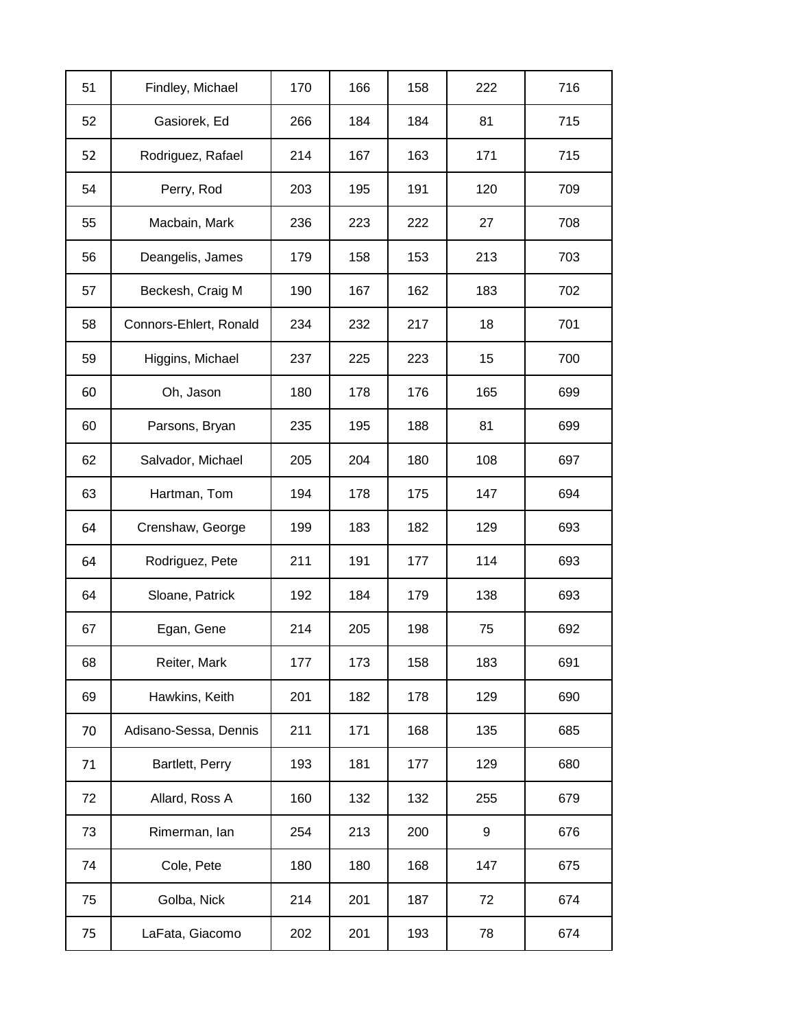| | | | | | | |
|---|---|---|---|---|---|---|
| 51 | Findley, Michael | 170 | 166 | 158 | 222 | 716 |
| 52 | Gasiorek, Ed | 266 | 184 | 184 | 81 | 715 |
| 52 | Rodriguez, Rafael | 214 | 167 | 163 | 171 | 715 |
| 54 | Perry, Rod | 203 | 195 | 191 | 120 | 709 |
| 55 | Macbain, Mark | 236 | 223 | 222 | 27 | 708 |
| 56 | Deangelis, James | 179 | 158 | 153 | 213 | 703 |
| 57 | Beckesh, Craig M | 190 | 167 | 162 | 183 | 702 |
| 58 | Connors-Ehlert, Ronald | 234 | 232 | 217 | 18 | 701 |
| 59 | Higgins, Michael | 237 | 225 | 223 | 15 | 700 |
| 60 | Oh, Jason | 180 | 178 | 176 | 165 | 699 |
| 60 | Parsons, Bryan | 235 | 195 | 188 | 81 | 699 |
| 62 | Salvador, Michael | 205 | 204 | 180 | 108 | 697 |
| 63 | Hartman, Tom | 194 | 178 | 175 | 147 | 694 |
| 64 | Crenshaw, George | 199 | 183 | 182 | 129 | 693 |
| 64 | Rodriguez, Pete | 211 | 191 | 177 | 114 | 693 |
| 64 | Sloane, Patrick | 192 | 184 | 179 | 138 | 693 |
| 67 | Egan, Gene | 214 | 205 | 198 | 75 | 692 |
| 68 | Reiter, Mark | 177 | 173 | 158 | 183 | 691 |
| 69 | Hawkins, Keith | 201 | 182 | 178 | 129 | 690 |
| 70 | Adisano-Sessa, Dennis | 211 | 171 | 168 | 135 | 685 |
| 71 | Bartlett, Perry | 193 | 181 | 177 | 129 | 680 |
| 72 | Allard, Ross A | 160 | 132 | 132 | 255 | 679 |
| 73 | Rimerman, Ian | 254 | 213 | 200 | 9 | 676 |
| 74 | Cole, Pete | 180 | 180 | 168 | 147 | 675 |
| 75 | Golba, Nick | 214 | 201 | 187 | 72 | 674 |
| 75 | LaFata, Giacomo | 202 | 201 | 193 | 78 | 674 |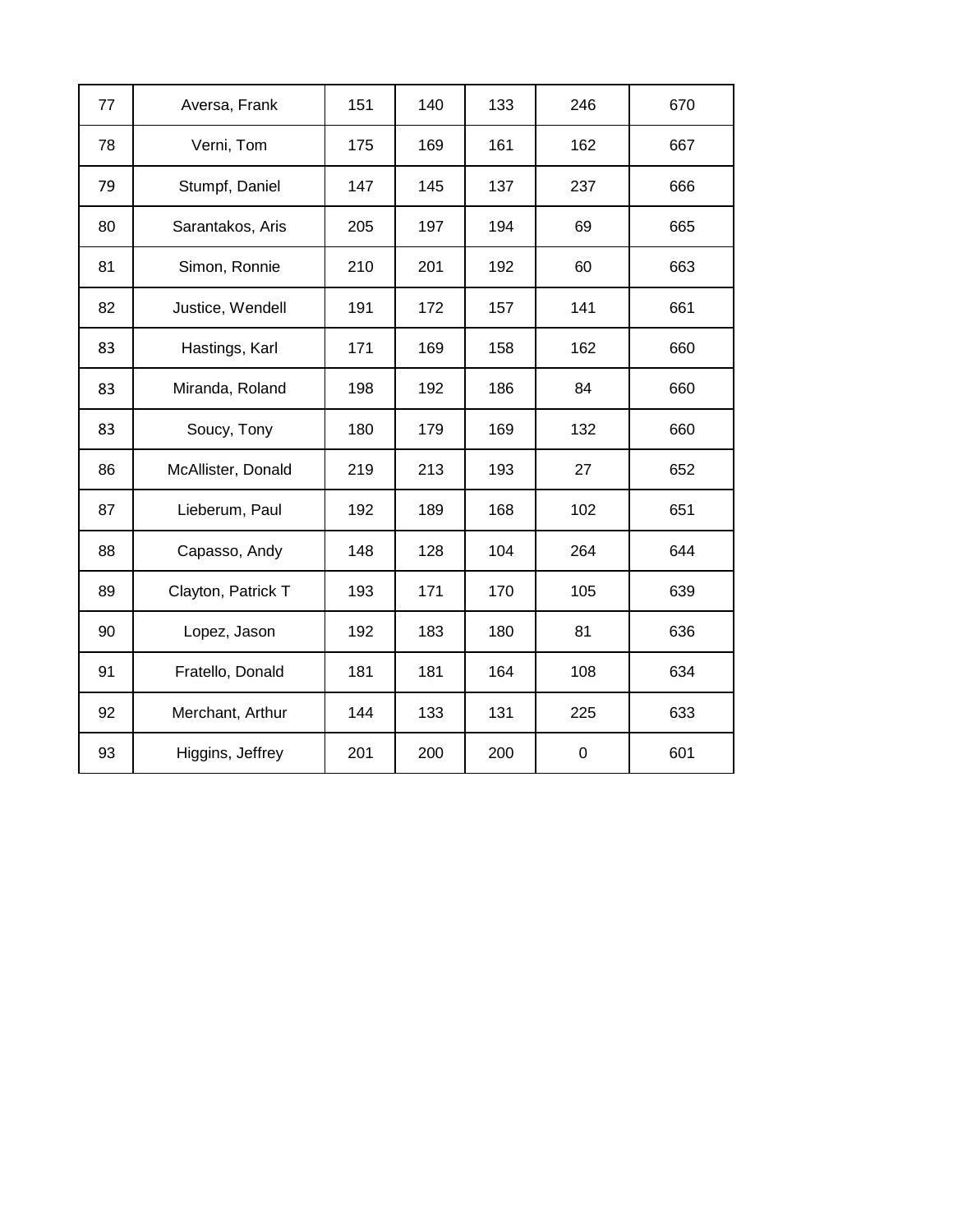| | | | | | | |
|---|---|---|---|---|---|---|
| 77 | Aversa, Frank | 151 | 140 | 133 | 246 | 670 |
| 78 | Verni, Tom | 175 | 169 | 161 | 162 | 667 |
| 79 | Stumpf, Daniel | 147 | 145 | 137 | 237 | 666 |
| 80 | Sarantakos, Aris | 205 | 197 | 194 | 69 | 665 |
| 81 | Simon, Ronnie | 210 | 201 | 192 | 60 | 663 |
| 82 | Justice, Wendell | 191 | 172 | 157 | 141 | 661 |
| 83 | Hastings, Karl | 171 | 169 | 158 | 162 | 660 |
| 83 | Miranda, Roland | 198 | 192 | 186 | 84 | 660 |
| 83 | Soucy, Tony | 180 | 179 | 169 | 132 | 660 |
| 86 | McAllister, Donald | 219 | 213 | 193 | 27 | 652 |
| 87 | Lieberum, Paul | 192 | 189 | 168 | 102 | 651 |
| 88 | Capasso, Andy | 148 | 128 | 104 | 264 | 644 |
| 89 | Clayton, Patrick T | 193 | 171 | 170 | 105 | 639 |
| 90 | Lopez, Jason | 192 | 183 | 180 | 81 | 636 |
| 91 | Fratello, Donald | 181 | 181 | 164 | 108 | 634 |
| 92 | Merchant, Arthur | 144 | 133 | 131 | 225 | 633 |
| 93 | Higgins, Jeffrey | 201 | 200 | 200 | 0 | 601 |